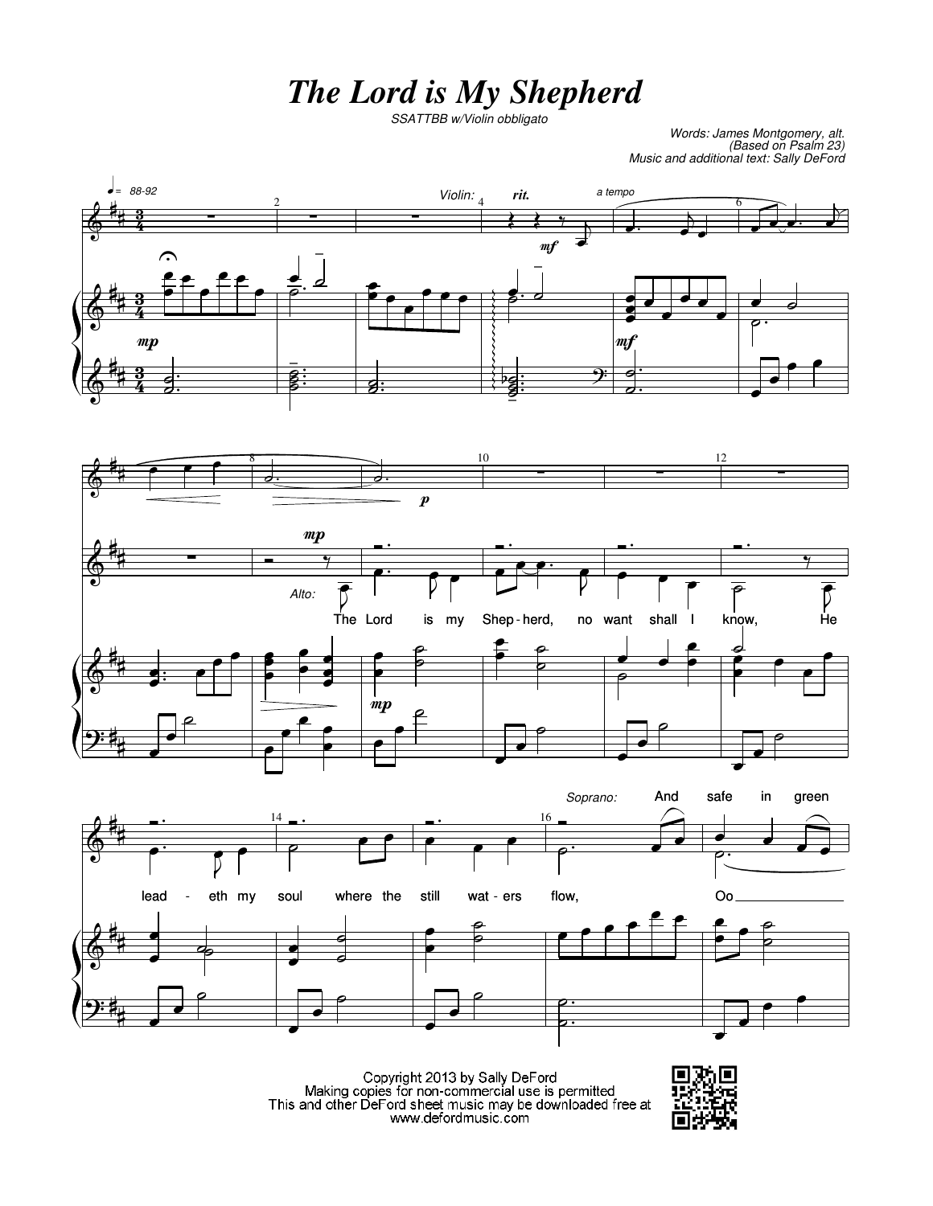# The Lord is My Shepherd

SSATTBB w/Violin obbligato

Words: James Montgomery, alt.
(Based on Psalm 23)
Music and additional text: Sally DeFord

Copyright 2013 by Sally DeFord
Making copies for non-commercial use is permitted
This and other DeFord sheet music may be downloaded free at
www.defordmusic.com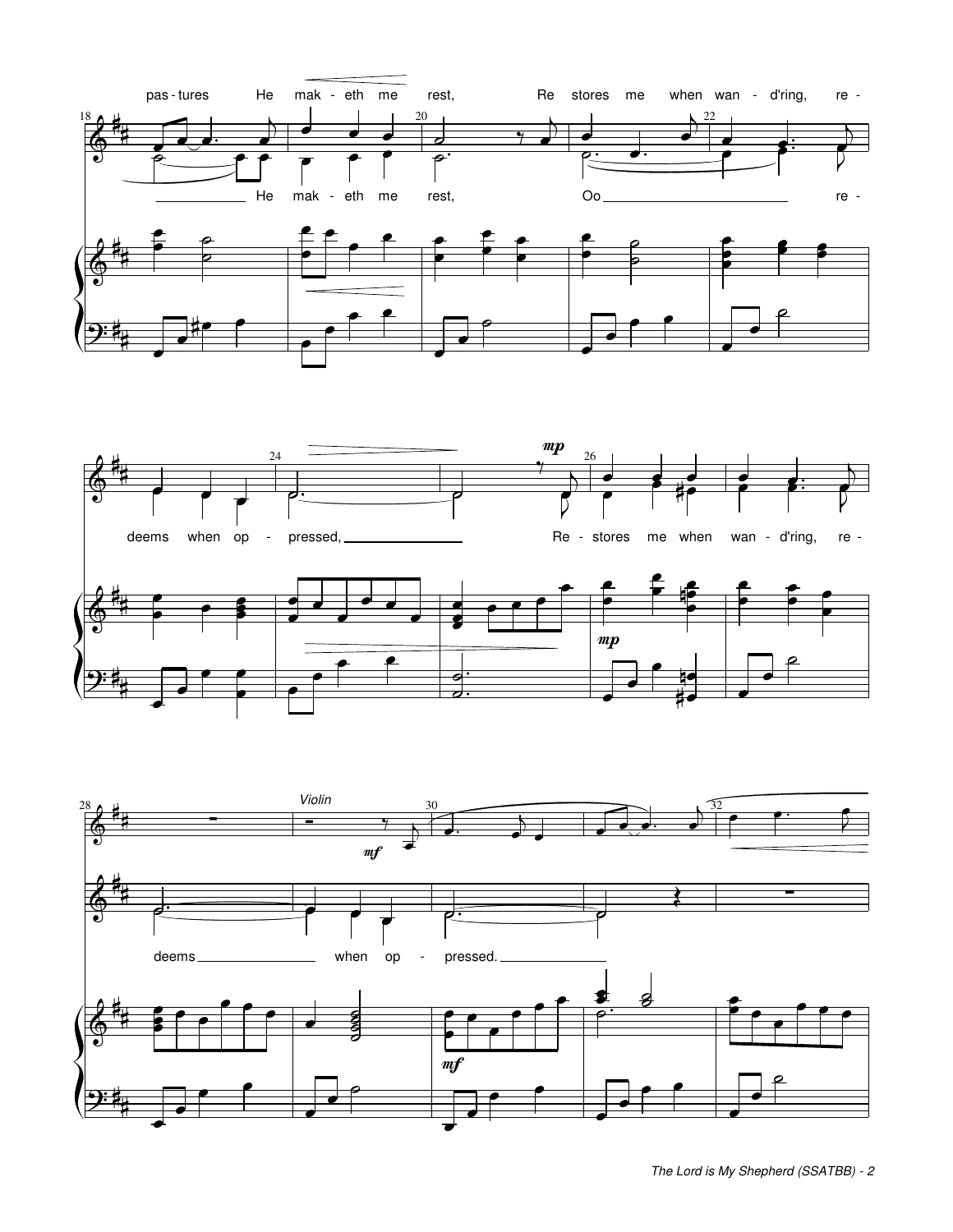pas - tures He mak - eth me rest, Re stores me when wan - d'ring, re -

He mak - eth me rest, Oo re -

*mp*

deems when op - pressed, Re - stores me when wan - d'ring, re -

*mp*

*Violin*

*mf*

deems when op - pressed.

*mf*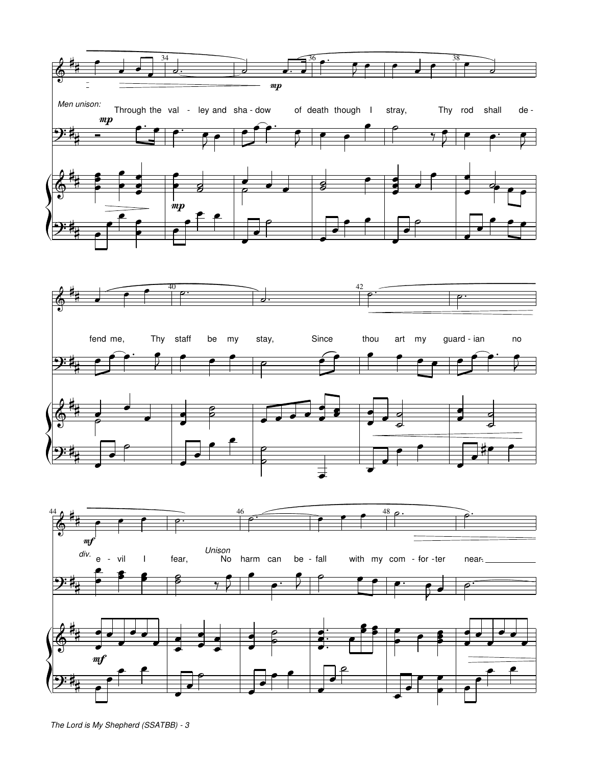*Men unison:*

Through the val - ley and sha - dow of death though I stray,

Thy rod shall de - fend me, Thy staff be my stay,

Since thou art my guard - ian no e - vil I fear,

*div.*

*Unison*

No harm can be - fall with my com - for - ter near.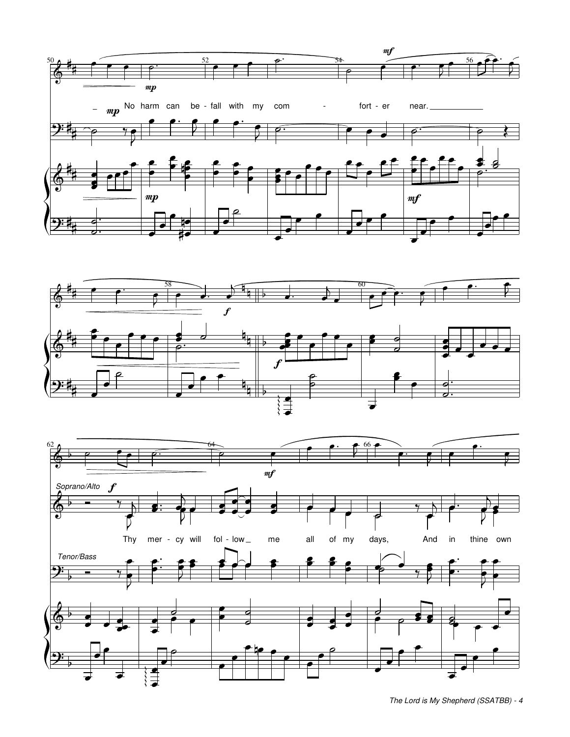_ *mp* No harm can be - fall with my com - fort - er near. ___________

*Soprano/Alto* *f*

Thy mer - cy will fol - low _ me all of my days, And in thine own

*Tenor/Bass*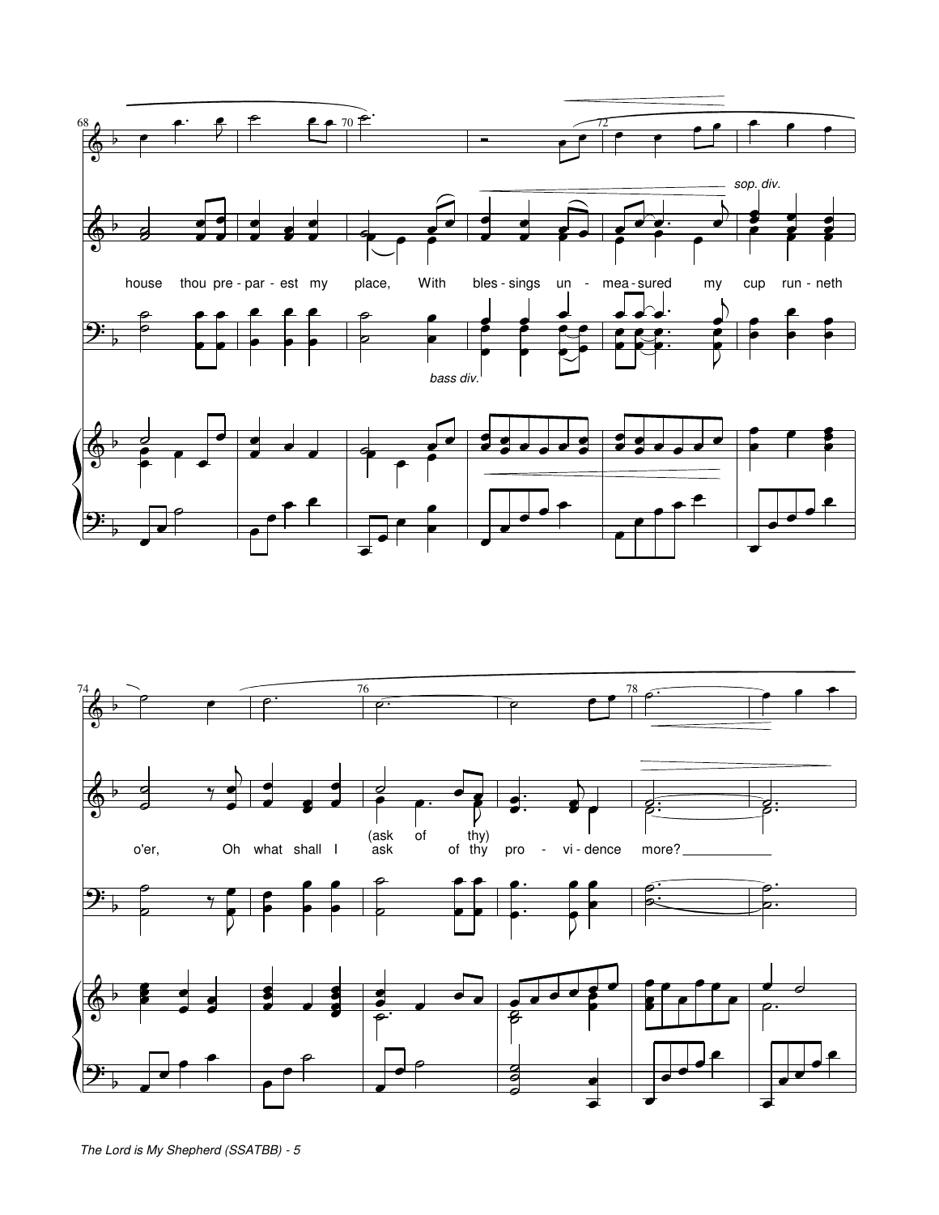sop. div.

house thou pre - par - est my place, With bles - sings un - mea - sured my cup run - neth

bass div.

o'er, Oh what shall I ask of thy pro - vi - dence more?

(ask of thy)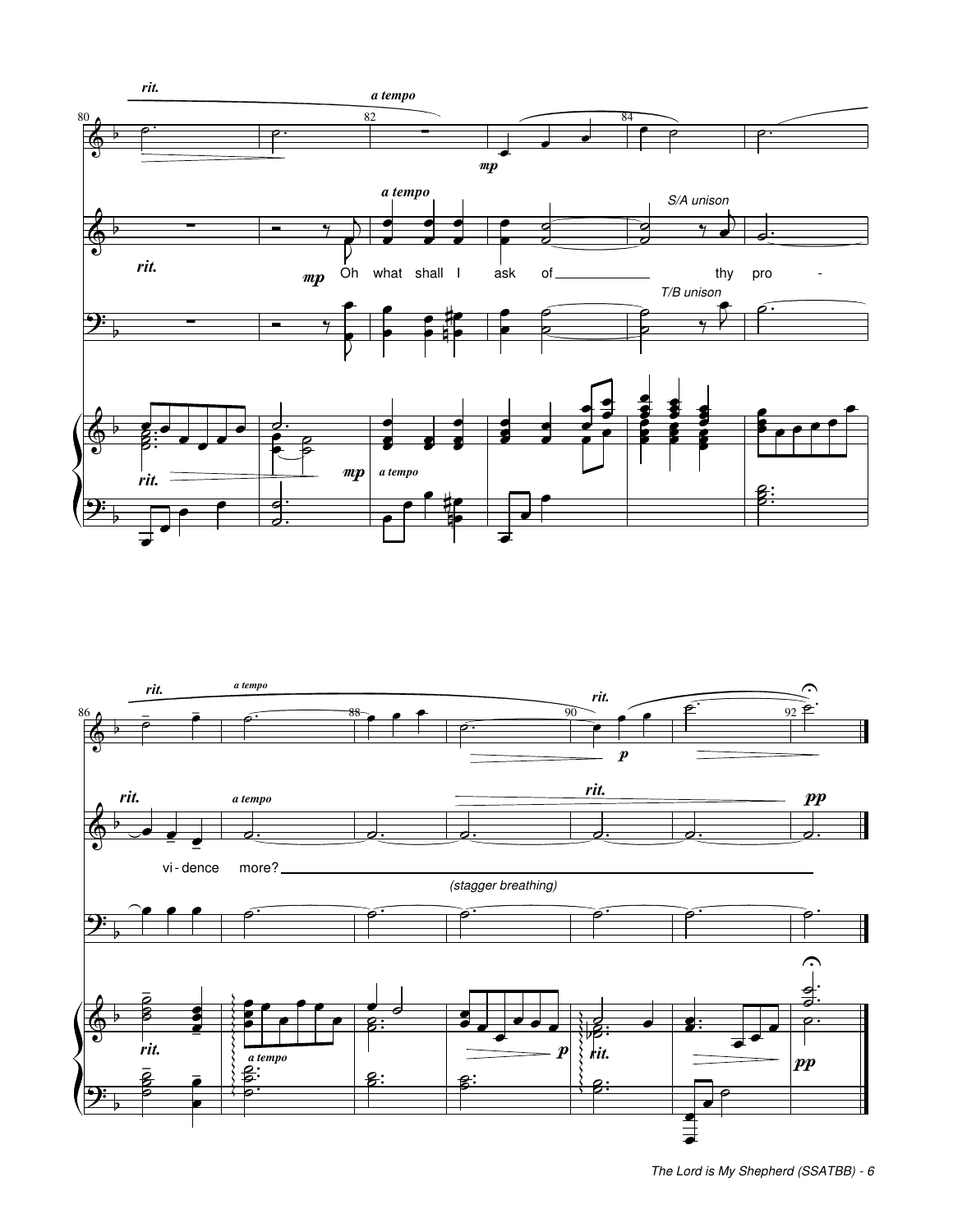rit.

a tempo

mp

Oh what shall I ask of thy pro - vi - dence more?

S/A unison

T/B unison

(stagger breathing)

pp